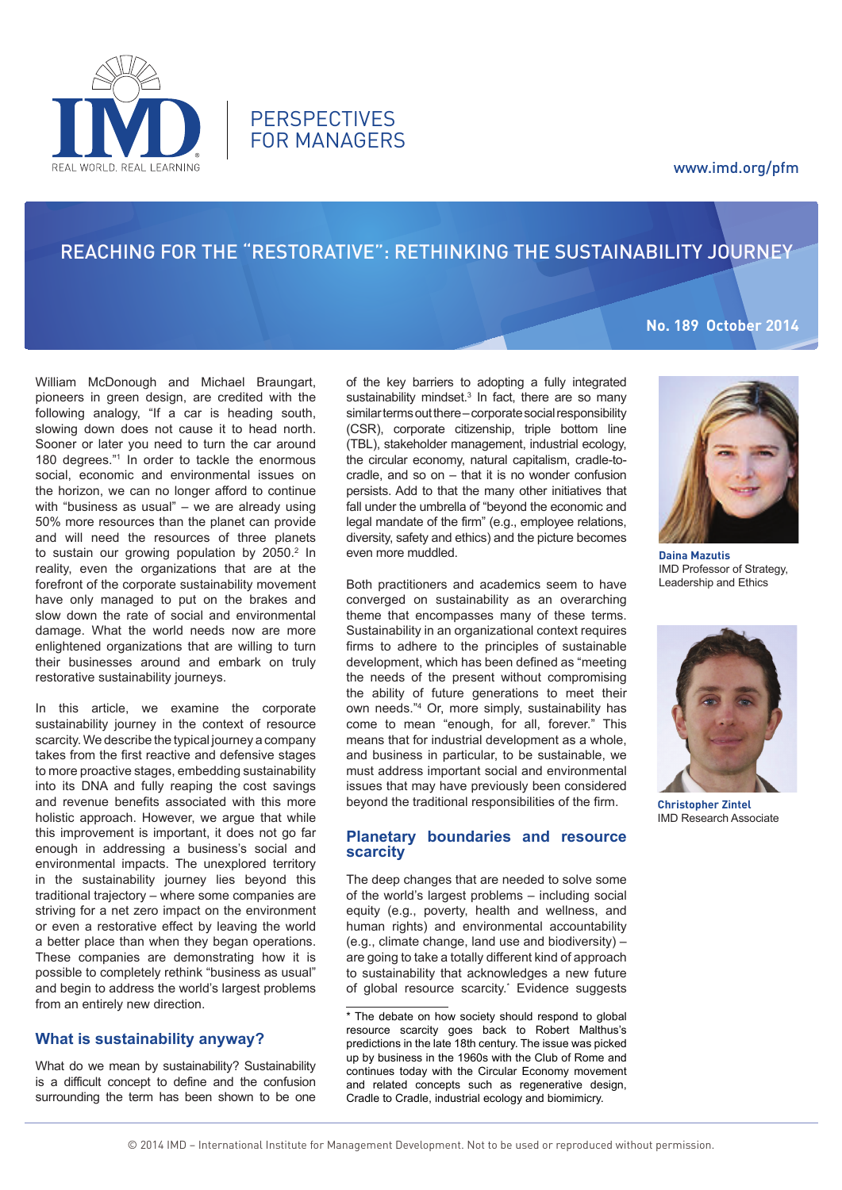PERSPECTIVES FOR MANAGERS

www.imd.org/pfm

# REACHING FOR THE "RESTORATIVE": RETHINKING THE SUSTAINABILITY JOURNEY

**No. 189 October 2014**

**Daina Mazutis**
IMD Professor of Strategy, Leadership and Ethics

**Christopher Zintel**
IMD Research Associate

William McDonough and Michael Braungart, pioneers in green design, are credited with the following analogy, "If a car is heading south, slowing down does not cause it to head north. Sooner or later you need to turn the car around 180 degrees."[1] In order to tackle the enormous social, economic and environmental issues on the horizon, we can no longer afford to continue with "business as usual" – we are already using 50% more resources than the planet can provide and will need the resources of three planets to sustain our growing population by 2050.[2] In reality, even the organizations that are at the forefront of the corporate sustainability movement have only managed to put on the brakes and slow down the rate of social and environmental damage. What the world needs now are more enlightened organizations that are willing to turn their businesses around and embark on truly restorative sustainability journeys.

In this article, we examine the corporate sustainability journey in the context of resource scarcity. We describe the typical journey a company takes from the first reactive and defensive stages to more proactive stages, embedding sustainability into its DNA and fully reaping the cost savings and revenue benefits associated with this more holistic approach. However, we argue that while this improvement is important, it does not go far enough in addressing a business's social and environmental impacts. The unexplored territory in the sustainability journey lies beyond this traditional trajectory – where some companies are striving for a net zero impact on the environment or even a restorative effect by leaving the world a better place than when they began operations. These companies are demonstrating how it is possible to completely rethink "business as usual" and begin to address the world's largest problems from an entirely new direction.

## What is sustainability anyway?

What do we mean by sustainability? Sustainability is a difficult concept to define and the confusion surrounding the term has been shown to be one of the key barriers to adopting a fully integrated sustainability mindset.[3] In fact, there are so many similar terms out there – corporate social responsibility (CSR), corporate citizenship, triple bottom line (TBL), stakeholder management, industrial ecology, the circular economy, natural capitalism, cradle-to-cradle, and so on – that it is no wonder confusion persists. Add to that the many other initiatives that fall under the umbrella of "beyond the economic and legal mandate of the firm" (e.g., employee relations, diversity, safety and ethics) and the picture becomes even more muddled.

Both practitioners and academics seem to have converged on sustainability as an overarching theme that encompasses many of these terms. Sustainability in an organizational context requires firms to adhere to the principles of sustainable development, which has been defined as "meeting the needs of the present without compromising the ability of future generations to meet their own needs."[4] Or, more simply, sustainability has come to mean "enough, for all, forever." This means that for industrial development as a whole, and business in particular, to be sustainable, we must address important social and environmental issues that may have previously been considered beyond the traditional responsibilities of the firm.

## Planetary boundaries and resource scarcity

The deep changes that are needed to solve some of the world's largest problems – including social equity (e.g., poverty, health and wellness, and human rights) and environmental accountability (e.g., climate change, land use and biodiversity) – are going to take a totally different kind of approach to sustainability that acknowledges a new future of global resource scarcity.* Evidence suggests

\* The debate on how society should respond to global resource scarcity goes back to Robert Malthus's predictions in the late 18th century. The issue was picked up by business in the 1960s with the Club of Rome and continues today with the Circular Economy movement and related concepts such as regenerative design, Cradle to Cradle, industrial ecology and biomimicry.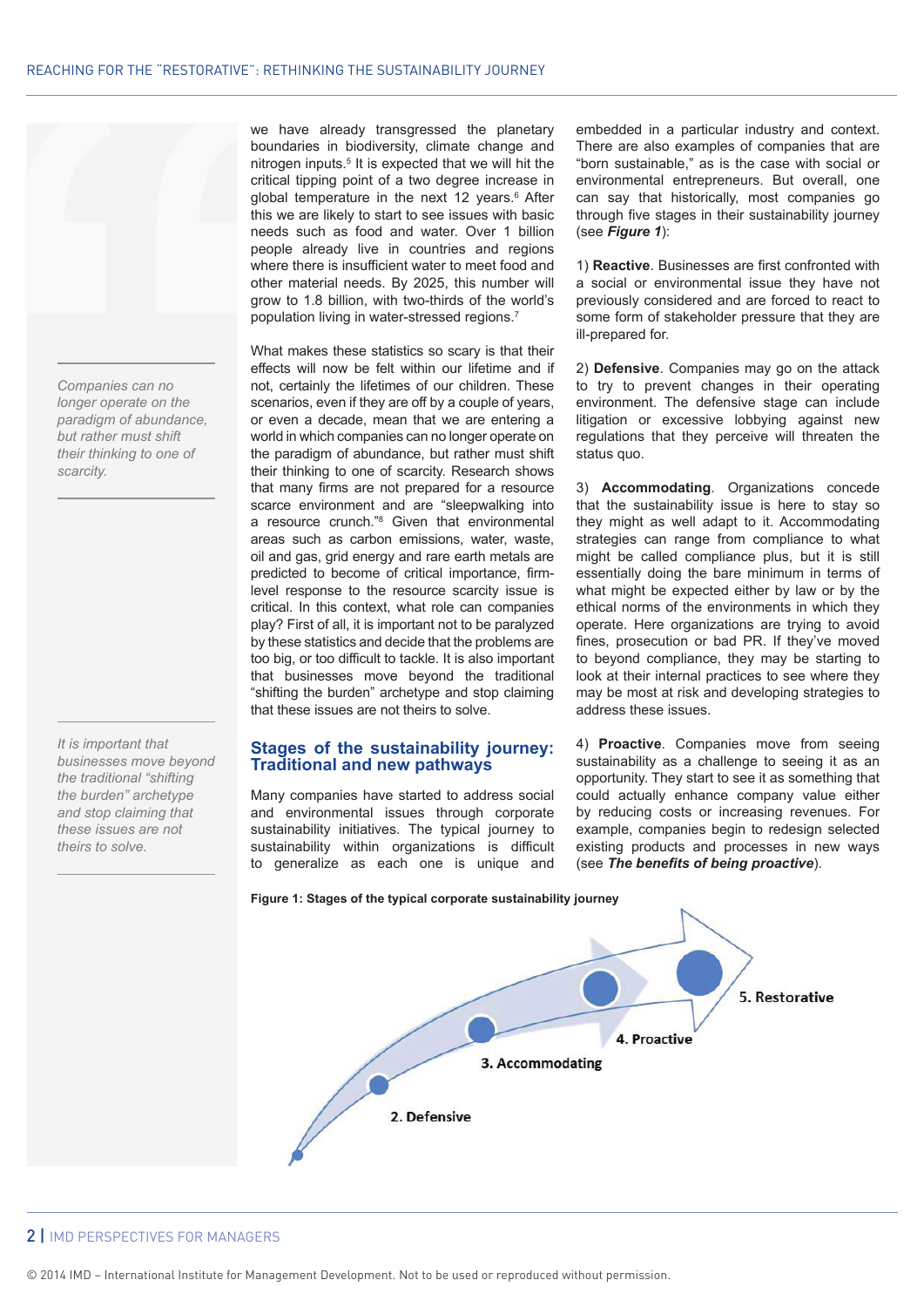we have already transgressed the planetary boundaries in biodiversity, climate change and nitrogen inputs.[5] It is expected that we will hit the critical tipping point of a two degree increase in global temperature in the next 12 years.[6] After this we are likely to start to see issues with basic needs such as food and water. Over 1 billion people already live in countries and regions where there is insufficient water to meet food and other material needs. By 2025, this number will grow to 1.8 billion, with two-thirds of the world's population living in water-stressed regions.[7]

What makes these statistics so scary is that their effects will now be felt within our lifetime and if not, certainly the lifetimes of our children. These scenarios, even if they are off by a couple of years, or even a decade, mean that we are entering a world in which companies can no longer operate on the paradigm of abundance, but rather must shift their thinking to one of scarcity. Research shows that many firms are not prepared for a resource scarce environment and are "sleepwalking into a resource crunch."[8] Given that environmental areas such as carbon emissions, water, waste, oil and gas, grid energy and rare earth metals are predicted to become of critical importance, firm-level response to the resource scarcity issue is critical. In this context, what role can companies play? First of all, it is important not to be paralyzed by these statistics and decide that the problems are too big, or too difficult to tackle. It is also important that businesses move beyond the traditional "shifting the burden" archetype and stop claiming that these issues are not theirs to solve.

*Companies can no longer operate on the paradigm of abundance, but rather must shift their thinking to one of scarcity.*

*It is important that businesses move beyond the traditional "shifting the burden" archetype and stop claiming that these issues are not theirs to solve.*

## Stages of the sustainability journey: Traditional and new pathways

Many companies have started to address social and environmental issues through corporate sustainability initiatives. The typical journey to sustainability within organizations is difficult to generalize as each one is unique and embedded in a particular industry and context. There are also examples of companies that are "born sustainable," as is the case with social or environmental entrepreneurs. But overall, one can say that historically, most companies go through five stages in their sustainability journey (see ***Figure 1***):

1) **Reactive**. Businesses are first confronted with a social or environmental issue they have not previously considered and are forced to react to some form of stakeholder pressure that they are ill-prepared for.

2) **Defensive**. Companies may go on the attack to try to prevent changes in their operating environment. The defensive stage can include litigation or excessive lobbying against new regulations that they perceive will threaten the status quo.

3) **Accommodating**. Organizations concede that the sustainability issue is here to stay so they might as well adapt to it. Accommodating strategies can range from compliance to what might be called compliance plus, but it is still essentially doing the bare minimum in terms of what might be expected either by law or by the ethical norms of the environments in which they operate. Here organizations are trying to avoid fines, prosecution or bad PR. If they've moved to beyond compliance, they may be starting to look at their internal practices to see where they may be most at risk and developing strategies to address these issues.

4) **Proactive**. Companies move from seeing sustainability as a challenge to seeing it as an opportunity. They start to see it as something that could actually enhance company value either by reducing costs or increasing revenues. For example, companies begin to redesign selected existing products and processes in new ways (see ***The benefits of being proactive***).

**Figure 1: Stages of the typical corporate sustainability journey**

2. Defensive
3. Accommodating
4. Proactive
5. Restorative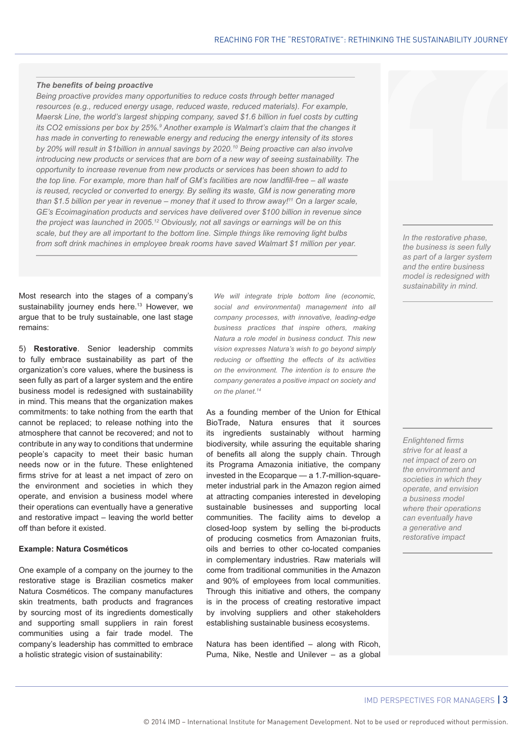### *The benefits of being proactive*

*Being proactive provides many opportunities to reduce costs through better managed resources (e.g., reduced energy usage, reduced waste, reduced materials). For example, Maersk Line, the world's largest shipping company, saved $1.6 billion in fuel costs by cutting its $CO_2$ emissions per box by 25%.[9] Another example is Walmart's claim that the changes it has made in converting to renewable energy and reducing the energy intensity of its stores by 20% will result in $1billion in annual savings by 2020.[10] Being proactive can also involve introducing new products or services that are born of a new way of seeing sustainability. The opportunity to increase revenue from new products or services has been shown to add to the top line. For example, more than half of GM's facilities are now landfill-free – all waste is reused, recycled or converted to energy. By selling its waste, GM is now generating more than $1.5 billion per year in revenue – money that it used to throw away![11] On a larger scale, GE's Ecoimagination products and services have delivered over $100 billion in revenue since the project was launched in 2005.[12] Obviously, not all savings or earnings will be on this scale, but they are all important to the bottom line. Simple things like removing light bulbs from soft drink machines in employee break rooms have saved Walmart $1 million per year.*

Most research into the stages of a company's sustainability journey ends here.[13] However, we argue that to be truly sustainable, one last stage remains:

5) **Restorative**. Senior leadership commits to fully embrace sustainability as part of the organization's core values, where the business is seen fully as part of a larger system and the entire business model is redesigned with sustainability in mind. This means that the organization makes commitments: to take nothing from the earth that cannot be replaced; to release nothing into the atmosphere that cannot be recovered; and not to contribute in any way to conditions that undermine people's capacity to meet their basic human needs now or in the future. These enlightened firms strive for at least a net impact of zero on the environment and societies in which they operate, and envision a business model where their operations can eventually have a generative and restorative impact – leaving the world better off than before it existed.

> *In the restorative phase, the business is seen fully as part of a larger system and the entire business model is redesigned with sustainability in mind.*

**Example: Natura Cosméticos**

One example of a company on the journey to the restorative stage is Brazilian cosmetics maker Natura Cosméticos. The company manufactures skin treatments, bath products and fragrances by sourcing most of its ingredients domestically and supporting small suppliers in rain forest communities using a fair trade model. The company's leadership has committed to embrace a holistic strategic vision of sustainability:

> *We will integrate triple bottom line (economic, social and environmental) management into all company processes, with innovative, leading-edge business practices that inspire others, making Natura a role model in business conduct. This new vision expresses Natura's wish to go beyond simply reducing or offsetting the effects of its activities on the environment. The intention is to ensure the company generates a positive impact on society and on the planet.[14]*

As a founding member of the Union for Ethical BioTrade, Natura ensures that it sources its ingredients sustainably without harming biodiversity, while assuring the equitable sharing of benefits all along the supply chain. Through its Programa Amazonia initiative, the company invested in the Ecoparque — a 1.7-million-square-meter industrial park in the Amazon region aimed at attracting companies interested in developing sustainable businesses and supporting local communities. The facility aims to develop a closed-loop system by selling the bi-products of producing cosmetics from Amazonian fruits, oils and berries to other co-located companies in complementary industries. Raw materials will come from traditional communities in the Amazon and 90% of employees from local communities. Through this initiative and others, the company is in the process of creating restorative impact by involving suppliers and other stakeholders establishing sustainable business ecosystems.

> *Enlightened firms strive for at least a net impact of zero on the environment and societies in which they operate, and envision a business model where their operations can eventually have a generative and restorative impact*

Natura has been identified – along with Ricoh, Puma, Nike, Nestle and Unilever – as a global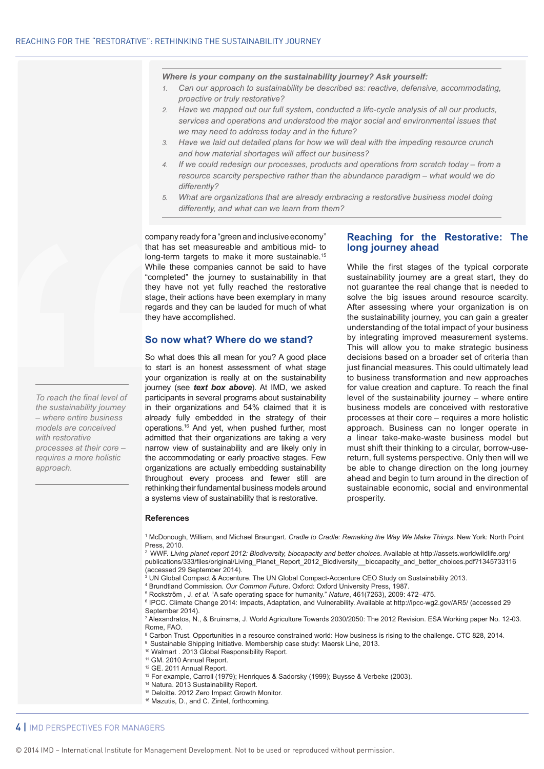*Where is your company on the sustainability journey? Ask yourself:*

1. *Can our approach to sustainability be described as: reactive, defensive, accommodating, proactive or truly restorative?*
2. *Have we mapped out our full system, conducted a life-cycle analysis of all our products, services and operations and understood the major social and environmental issues that we may need to address today and in the future?*
3. *Have we laid out detailed plans for how we will deal with the impeding resource crunch and how material shortages will affect our business?*
4. *If we could redesign our processes, products and operations from scratch today – from a resource scarcity perspective rather than the abundance paradigm – what would we do differently?*
5. *What are organizations that are already embracing a restorative business model doing differently, and what can we learn from them?*

company ready for a "green and inclusive economy" that has set measureable and ambitious mid- to long-term targets to make it more sustainable.[15] While these companies cannot be said to have "completed" the journey to sustainability in that they have not yet fully reached the restorative stage, their actions have been exemplary in many regards and they can be lauded for much of what they have accomplished.

## So now what? Where do we stand?

So what does this all mean for you? A good place to start is an honest assessment of what stage your organization is really at on the sustainability journey (see ***text box above***). At IMD, we asked participants in several programs about sustainability in their organizations and 54% claimed that it is already fully embedded in the strategy of their operations.[16] And yet, when pushed further, most admitted that their organizations are taking a very narrow view of sustainability and are likely only in the accommodating or early proactive stages. Few organizations are actually embedding sustainability throughout every process and fewer still are rethinking their fundamental business models around a systems view of sustainability that is restorative.

*To reach the final level of the sustainability journey – where entire business models are conceived with restorative processes at their core – requires a more holistic approach.*

## Reaching for the Restorative: The long journey ahead

While the first stages of the typical corporate sustainability journey are a great start, they do not guarantee the real change that is needed to solve the big issues around resource scarcity. After assessing where your organization is on the sustainability journey, you can gain a greater understanding of the total impact of your business by integrating improved measurement systems. This will allow you to make strategic business decisions based on a broader set of criteria than just financial measures. This could ultimately lead to business transformation and new approaches for value creation and capture. To reach the final level of the sustainability journey – where entire business models are conceived with restorative processes at their core – requires a more holistic approach. Business can no longer operate in a linear take-make-waste business model but must shift their thinking to a circular, borrow-use-return, full systems perspective. Only then will we be able to change direction on the long journey ahead and begin to turn around in the direction of sustainable economic, social and environmental prosperity.

### References

[1] McDonough, William, and Michael Braungart. *Cradle to Cradle: Remaking the Way We Make Things*. New York: North Point Press, 2010.
[2] WWF. *Living planet report 2012: Biodiversity, biocapacity and better choices*. Available at http://assets.worldwildlife.org/publications/333/files/original/Living_Planet_Report_2012_Biodiversity__biocapacity_and_better_choices.pdf?1345733116 (accessed 29 September 2014).
[3] UN Global Compact & Accenture. The UN Global Compact-Accenture CEO Study on Sustainability 2013.
[4] Brundtland Commission. *Our Common Future*. Oxford: Oxford University Press, 1987.
[5] Rockström , J. *et al.* "A safe operating space for humanity." *Nature*, 461(7263), 2009: 472–475.
[6] IPCC. Climate Change 2014: Impacts, Adaptation, and Vulnerability. Available at http://ipcc-wg2.gov/AR5/ (accessed 29 September 2014).
[7] Alexandratos, N., & Bruinsma, J. World Agriculture Towards 2030/2050: The 2012 Revision. ESA Working paper No. 12-03. Rome, FAO.
[8] Carbon Trust. Opportunities in a resource constrained world: How business is rising to the challenge. CTC 828, 2014.
[9] Sustainable Shipping Initiative. Membership case study: Maersk Line, 2013.
[10] Walmart . 2013 Global Responsibility Report.
[11] GM. 2010 Annual Report.
[12] GE. 2011 Annual Report.
[13] For example, Carroll (1979); Henriques & Sadorsky (1999); Buysse & Verbeke (2003).
[14] Natura. 2013 Sustainability Report.
[15] Deloitte. 2012 Zero Impact Growth Monitor.
[16] Mazutis, D., and C. Zintel, forthcoming.

© 2014 IMD – International Institute for Management Development. Not to be used or reproduced without permission.